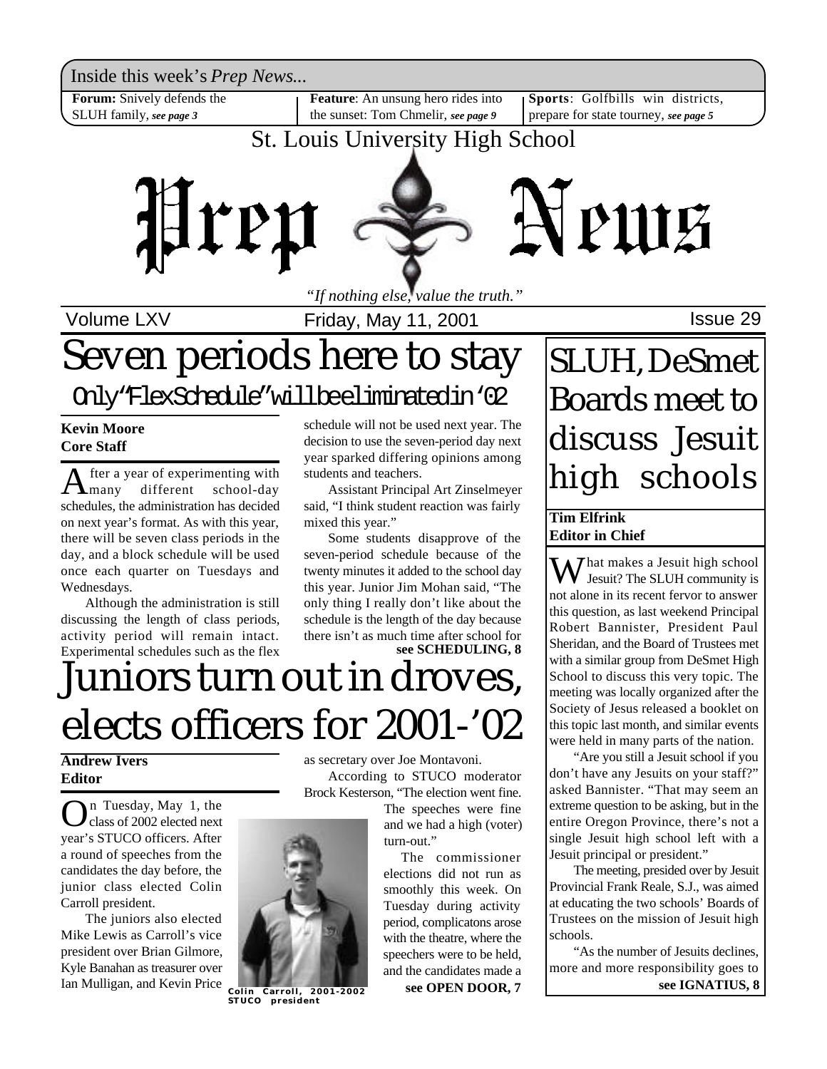Inside this week's *Prep News...*

**Forum:** Snively defends the SLUH family, ***see page 3***

**Feature**: An unsung hero rides into the sunset: Tom Chmelir, ***see page 9***

**Sports**: Golfbills win districts, prepare for state tourney, ***see page 5***

St. Louis University High School

# Prep News

*"If nothing else, value the truth."*

Volume LXV | Friday, May 11, 2001 | Issue 29

# Seven periods here to stay

## Only "Flex Schedule" will be eliminated in '02

**Kevin Moore**
**Core Staff**

After a year of experimenting with many different school-day schedules, the administration has decided on next year's format. As with this year, there will be seven class periods in the day, and a block schedule will be used once each quarter on Tuesdays and Wednesdays.

Although the administration is still discussing the length of class periods, activity period will remain intact. Experimental schedules such as the flex schedule will not be used next year. The decision to use the seven-period day next year sparked differing opinions among students and teachers.

Assistant Principal Art Zinselmeyer said, "I think student reaction was fairly mixed this year."

Some students disapprove of the seven-period schedule because of the twenty minutes it added to the school day this year. Junior Jim Mohan said, "The only thing I really don't like about the schedule is the length of the day because there isn't as much time after school for

**see SCHEDULING, 8**

# Juniors turn out in droves, elects officers for 2001-'02

**Andrew Ivers**
**Editor**

On Tuesday, May 1, the class of 2002 elected next year's STUCO officers. After a round of speeches from the candidates the day before, the junior class elected Colin Carroll president.

The juniors also elected Mike Lewis as Carroll's vice president over Brian Gilmore, Kyle Banahan as treasurer over Ian Mulligan, and Kevin Price as secretary over Joe Montavoni.

According to STUCO moderator Brock Kesterson, "The election went fine. The speeches were fine and we had a high (voter) turn-out."

The commissioner elections did not run as smoothly this week. On Tuesday during activity period, complicatons arose with the theatre, where the speechers were to be held, and the candidates made a

**see OPEN DOOR, 7**

Colin Carroll, 2001-2002 STUCO president

# SLUH, DeSmet Boards meet to discuss Jesuit high schools

**Tim Elfrink**
**Editor in Chief**

What makes a Jesuit high school Jesuit? The SLUH community is not alone in its recent fervor to answer this question, as last weekend Principal Robert Bannister, President Paul Sheridan, and the Board of Trustees met with a similar group from DeSmet High School to discuss this very topic. The meeting was locally organized after the Society of Jesus released a booklet on this topic last month, and similar events were held in many parts of the nation.

"Are you still a Jesuit school if you don't have any Jesuits on your staff?" asked Bannister. "That may seem an extreme question to be asking, but in the entire Oregon Province, there's not a single Jesuit high school left with a Jesuit principal or president."

The meeting, presided over by Jesuit Provincial Frank Reale, S.J., was aimed at educating the two schools' Boards of Trustees on the mission of Jesuit high schools.

"As the number of Jesuits declines, more and more responsibility goes to

**see IGNATIUS, 8**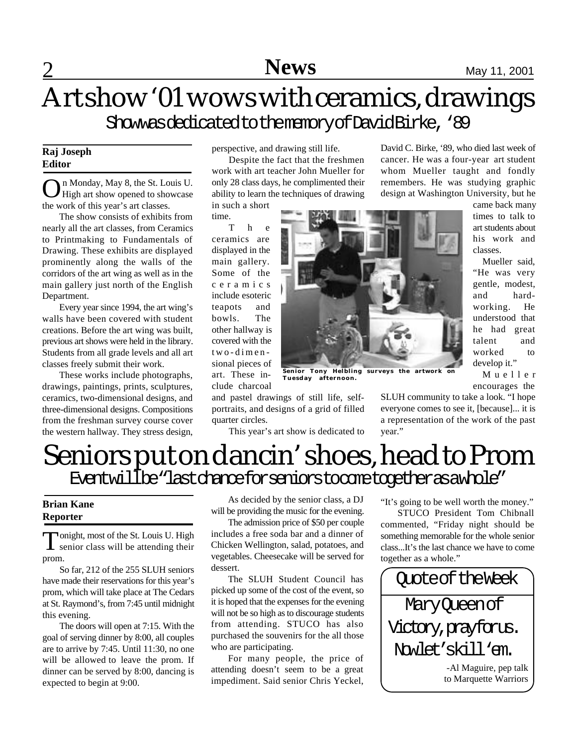# Artshow '01 wows with ceramics, drawings

## Show was dedicated to the memory of David Birke, '89

**Raj Joseph**
**Editor**

On Monday, May 8, the St. Louis U. High art show opened to showcase the work of this year's art classes.

The show consists of exhibits from nearly all the art classes, from Ceramics to Printmaking to Fundamentals of Drawing. These exhibits are displayed prominently along the walls of the corridors of the art wing as well as in the main gallery just north of the English Department.

Every year since 1994, the art wing's walls have been covered with student creations. Before the art wing was built, previous art shows were held in the library. Students from all grade levels and all art classes freely submit their work.

These works include photographs, drawings, paintings, prints, sculptures, ceramics, two-dimensional designs, and three-dimensional designs. Compositions from the freshman survey course cover the western hallway. They stress design, perspective, and drawing still life.

Despite the fact that the freshmen work with art teacher John Mueller for only 28 class days, he complimented their ability to learn the techniques of drawing in such a short time.

The ceramics are displayed in the main gallery. Some of the ceramics include esoteric teapots and bowls. The other hallway is covered with the two-dimensional pieces of art. These include charcoal and pastel drawings of still life, self-portraits, and designs of a grid of filled quarter circles.

Senior Tony Helbling surveys the artwork on Tuesday afternoon.

This year's art show is dedicated to David C. Birke, '89, who died last week of cancer. He was a four-year art student whom Mueller taught and fondly remembers. He was studying graphic design at Washington University, but he came back many times to talk to art students about his work and classes.

Mueller said, "He was very gentle, modest, and hard-working. He understood that he had great talent and worked to develop it."

Mueller encourages the SLUH community to take a look. "I hope everyone comes to see it, [because]... it is a representation of the work of the past year."

# Seniors put on dancin' shoes, head to Prom

## Event will be "last chance for seniors to come together as a whole"

**Brian Kane**
**Reporter**

Tonight, most of the St. Louis U. High senior class will be attending their prom.

So far, 212 of the 255 SLUH seniors have made their reservations for this year's prom, which will take place at The Cedars at St. Raymond's, from 7:45 until midnight this evening.

The doors will open at 7:15. With the goal of serving dinner by 8:00, all couples are to arrive by 7:45. Until 11:30, no one will be allowed to leave the prom. If dinner can be served by 8:00, dancing is expected to begin at 9:00.

As decided by the senior class, a DJ will be providing the music for the evening.

The admission price of $50 per couple includes a free soda bar and a dinner of Chicken Wellington, salad, potatoes, and vegetables. Cheesecake will be served for dessert.

The SLUH Student Council has picked up some of the cost of the event, so it is hoped that the expenses for the evening will not be so high as to discourage students from attending. STUCO has also purchased the souvenirs for the all those who are participating.

For many people, the price of attending doesn't seem to be a great impediment. Said senior Chris Yeckel, "It's going to be well worth the money."

STUCO President Tom Chibnall commented, "Friday night should be something memorable for the whole senior class...It's the last chance we have to come together as a whole."

## Quote of the Week

Mary Queen of Victory, pray for us. Now let's kill 'em.

-Al Maguire, pep talk to Marquette Warriors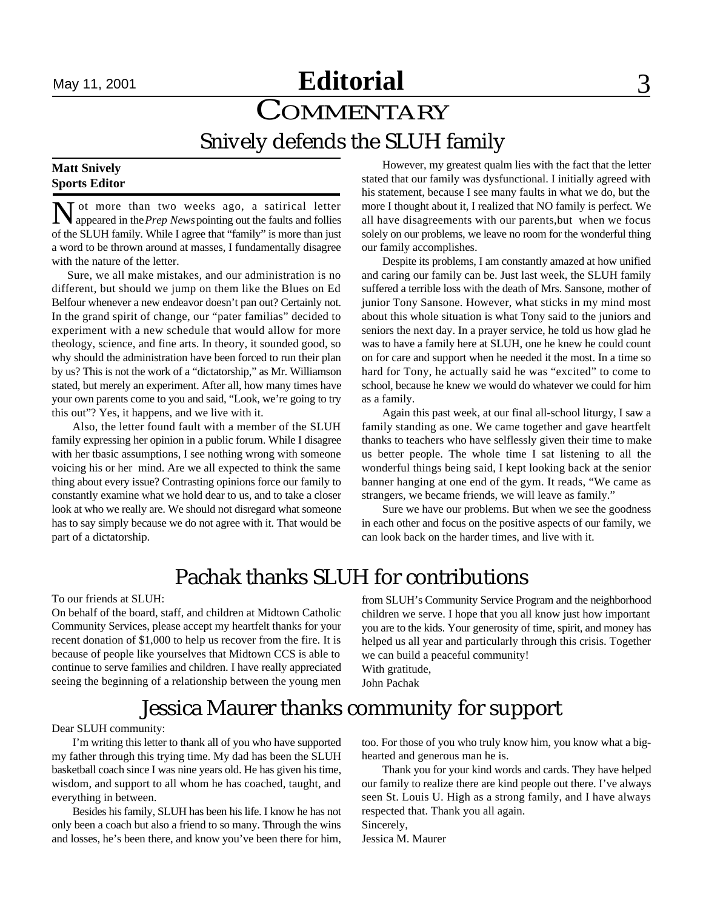# Editorial

## COMMENTARY

### Snively defends the SLUH family

**Matt Snively**
**Sports Editor**

Not more than two weeks ago, a satirical letter appeared in the *Prep News* pointing out the faults and follies of the SLUH family. While I agree that "family" is more than just a word to be thrown around at masses, I fundamentally disagree with the nature of the letter.

Sure, we all make mistakes, and our administration is no different, but should we jump on them like the Blues on Ed Belfour whenever a new endeavor doesn't pan out? Certainly not. In the grand spirit of change, our "pater familias" decided to experiment with a new schedule that would allow for more theology, science, and fine arts. In theory, it sounded good, so why should the administration have been forced to run their plan by us? This is not the work of a "dictatorship," as Mr. Williamson stated, but merely an experiment. After all, how many times have your own parents come to you and said, "Look, we're going to try this out"? Yes, it happens, and we live with it.

Also, the letter found fault with a member of the SLUH family expressing her opinion in a public forum. While I disagree with her tbasic assumptions, I see nothing wrong with someone voicing his or her mind. Are we all expected to think the same thing about every issue? Contrasting opinions force our family to constantly examine what we hold dear to us, and to take a closer look at who we really are. We should not disregard what someone has to say simply because we do not agree with it. That would be part of a dictatorship.

However, my greatest qualm lies with the fact that the letter stated that our family was dysfunctional. I initially agreed with his statement, because I see many faults in what we do, but the more I thought about it, I realized that NO family is perfect. We all have disagreements with our parents,but when we focus solely on our problems, we leave no room for the wonderful thing our family accomplishes.

Despite its problems, I am constantly amazed at how unified and caring our family can be. Just last week, the SLUH family suffered a terrible loss with the death of Mrs. Sansone, mother of junior Tony Sansone. However, what sticks in my mind most about this whole situation is what Tony said to the juniors and seniors the next day. In a prayer service, he told us how glad he was to have a family here at SLUH, one he knew he could count on for care and support when he needed it the most. In a time so hard for Tony, he actually said he was "excited" to come to school, because he knew we would do whatever we could for him as a family.

Again this past week, at our final all-school liturgy, I saw a family standing as one. We came together and gave heartfelt thanks to teachers who have selflessly given their time to make us better people. The whole time I sat listening to all the wonderful things being said, I kept looking back at the senior banner hanging at one end of the gym. It reads, "We came as strangers, we became friends, we will leave as family."

Sure we have our problems. But when we see the goodness in each other and focus on the positive aspects of our family, we can look back on the harder times, and live with it.

### Pachak thanks SLUH for contributions

To our friends at SLUH:

On behalf of the board, staff, and children at Midtown Catholic Community Services, please accept my heartfelt thanks for your recent donation of $1,000 to help us recover from the fire. It is because of people like yourselves that Midtown CCS is able to continue to serve families and children. I have really appreciated seeing the beginning of a relationship between the young men from SLUH's Community Service Program and the neighborhood children we serve. I hope that you all know just how important you are to the kids. Your generosity of time, spirit, and money has helped us all year and particularly through this crisis. Together we can build a peaceful community!

With gratitude,
John Pachak

### Jessica Maurer thanks community for support

Dear SLUH community:

I'm writing this letter to thank all of you who have supported my father through this trying time. My dad has been the SLUH basketball coach since I was nine years old. He has given his time, wisdom, and support to all whom he has coached, taught, and everything in between.

Besides his family, SLUH has been his life. I know he has not only been a coach but also a friend to so many. Through the wins and losses, he's been there, and know you've been there for him, too. For those of you who truly know him, you know what a big-hearted and generous man he is.

Thank you for your kind words and cards. They have helped our family to realize there are kind people out there. I've always seen St. Louis U. High as a strong family, and I have always respected that. Thank you all again.

Sincerely,
Jessica M. Maurer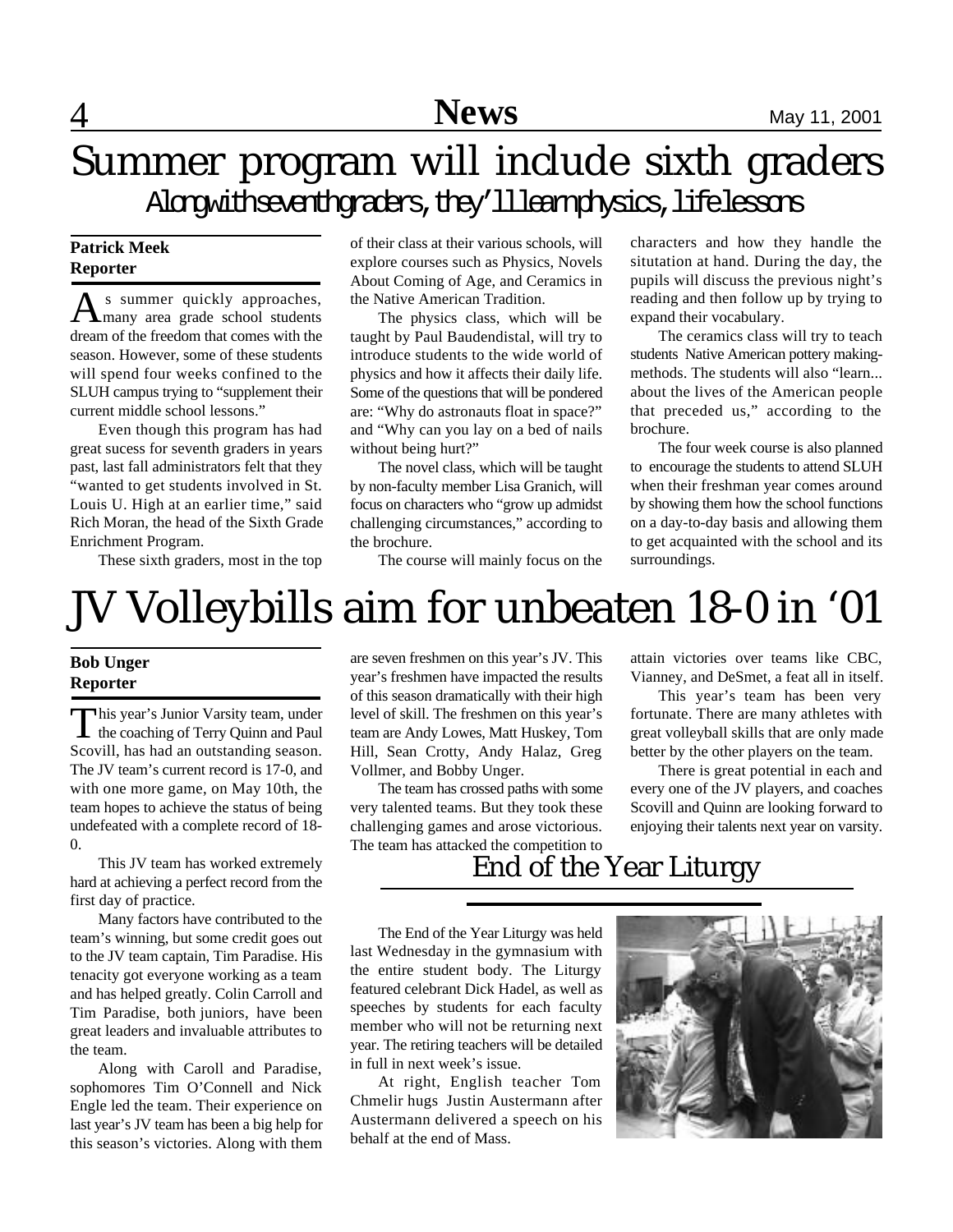# Summer program will include sixth graders

## Along with seventh graders, they'll learn physics, life lessons

**Patrick Meek**
**Reporter**

As summer quickly approaches, many area grade school students dream of the freedom that comes with the season. However, some of these students will spend four weeks confined to the SLUH campus trying to "supplement their current middle school lessons."

Even though this program has had great sucess for seventh graders in years past, last fall administrators felt that they "wanted to get students involved in St. Louis U. High at an earlier time," said Rich Moran, the head of the Sixth Grade Enrichment Program.

These sixth graders, most in the top of their class at their various schools, will explore courses such as Physics, Novels About Coming of Age, and Ceramics in the Native American Tradition.

The physics class, which will be taught by Paul Baudendistal, will try to introduce students to the wide world of physics and how it affects their daily life. Some of the questions that will be pondered are: "Why do astronauts float in space?" and "Why can you lay on a bed of nails without being hurt?"

The novel class, which will be taught by non-faculty member Lisa Granich, will focus on characters who "grow up admidst challenging circumstances," according to the brochure.

The course will mainly focus on the characters and how they handle the situtation at hand. During the day, the pupils will discuss the previous night's reading and then follow up by trying to expand their vocabulary.

The ceramics class will try to teach students Native American pottery making-methods. The students will also "learn... about the lives of the American people that preceded us," according to the brochure.

The four week course is also planned to encourage the students to attend SLUH when their freshman year comes around by showing them how the school functions on a day-to-day basis and allowing them to get acquainted with the school and its surroundings.

# JV Volleybills aim for unbeaten 18-0 in '01

**Bob Unger**
**Reporter**

This year's Junior Varsity team, under the coaching of Terry Quinn and Paul Scovill, has had an outstanding season. The JV team's current record is 17-0, and with one more game, on May 10th, the team hopes to achieve the status of being undefeated with a complete record of 18-0.

This JV team has worked extremely hard at achieving a perfect record from the first day of practice.

Many factors have contributed to the team's winning, but some credit goes out to the JV team captain, Tim Paradise. His tenacity got everyone working as a team and has helped greatly. Colin Carroll and Tim Paradise, both juniors, have been great leaders and invaluable attributes to the team.

Along with Caroll and Paradise, sophomores Tim O'Connell and Nick Engle led the team. Their experience on last year's JV team has been a big help for this season's victories. Along with them are seven freshmen on this year's JV. This year's freshmen have impacted the results of this season dramatically with their high level of skill. The freshmen on this year's team are Andy Lowes, Matt Huskey, Tom Hill, Sean Crotty, Andy Halaz, Greg Vollmer, and Bobby Unger.

The team has crossed paths with some very talented teams. But they took these challenging games and arose victorious. The team has attacked the competition to attain victories over teams like CBC, Vianney, and DeSmet, a feat all in itself.

This year's team has been very fortunate. There are many athletes with great volleyball skills that are only made better by the other players on the team.

There is great potential in each and every one of the JV players, and coaches Scovill and Quinn are looking forward to enjoying their talents next year on varsity.

## End of the Year Liturgy

The End of the Year Liturgy was held last Wednesday in the gymnasium with the entire student body. The Liturgy featured celebrant Dick Hadel, as well as speeches by students for each faculty member who will not be returning next year. The retiring teachers will be detailed in full in next week's issue.

At right, English teacher Tom Chmelir hugs Justin Austermann after Austermann delivered a speech on his behalf at the end of Mass.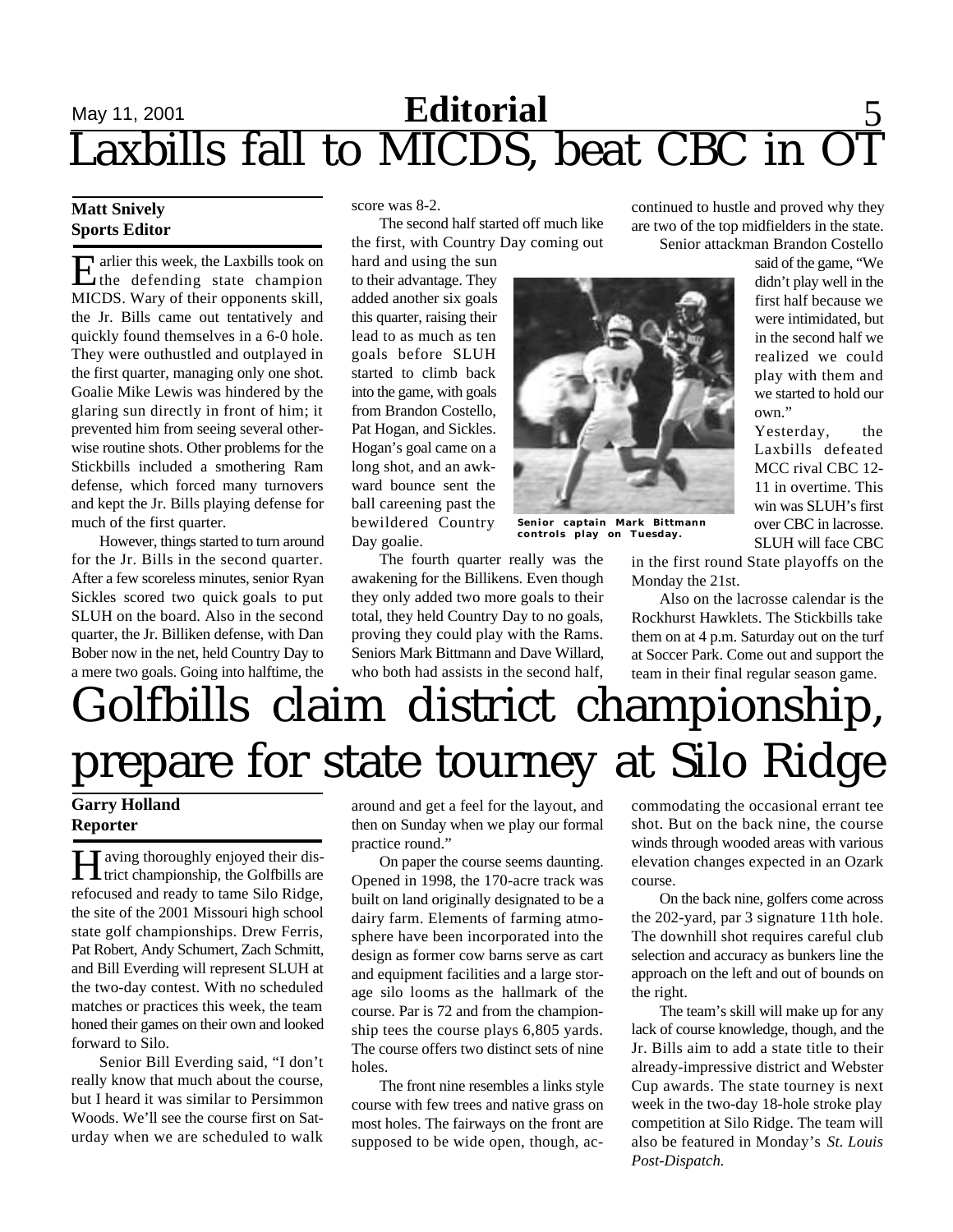# Editorial

## Laxbills fall to MICDS, beat CBC in OT

**Matt Snively**
**Sports Editor**

Earlier this week, the Laxbills took on the defending state champion MICDS. Wary of their opponents skill, the Jr. Bills came out tentatively and quickly found themselves in a 6-0 hole. They were outhustled and outplayed in the first quarter, managing only one shot. Goalie Mike Lewis was hindered by the glaring sun directly in front of him; it prevented him from seeing several otherwise routine shots. Other problems for the Stickbills included a smothering Ram defense, which forced many turnovers and kept the Jr. Bills playing defense for much of the first quarter.

However, things started to turn around for the Jr. Bills in the second quarter. After a few scoreless minutes, senior Ryan Sickles scored two quick goals to put SLUH on the board. Also in the second quarter, the Jr. Billiken defense, with Dan Bober now in the net, held Country Day to a mere two goals. Going into halftime, the score was 8-2.

The second half started off much like the first, with Country Day coming out hard and using the sun to their advantage. They added another six goals this quarter, raising their lead to as much as ten goals before SLUH started to climb back into the game, with goals from Brandon Costello, Pat Hogan, and Sickles. Hogan's goal came on a long shot, and an awkward bounce sent the ball careening past the bewildered Country Day goalie.

Senior captain Mark Bittmann controls play on Tuesday.

The fourth quarter really was the awakening for the Billikens. Even though they only added two more goals to their total, they held Country Day to no goals, proving they could play with the Rams. Seniors Mark Bittmann and Dave Willard, who both had assists in the second half, continued to hustle and proved why they are two of the top midfielders in the state.

Senior attackman Brandon Costello said of the game, "We didn't play well in the first half because we were intimidated, but in the second half we realized we could play with them and we started to hold our own."

Yesterday, the Laxbills defeated MCC rival CBC 12-11 in overtime. This win was SLUH's first over CBC in lacrosse. SLUH will face CBC in the first round State playoffs on the Monday the 21st.

Also on the lacrosse calendar is the Rockhurst Hawklets. The Stickbills take them on at 4 p.m. Saturday out on the turf at Soccer Park. Come out and support the team in their final regular season game.

## Golfbills claim district championship, prepare for state tourney at Silo Ridge

**Garry Holland**
**Reporter**

Having thoroughly enjoyed their district championship, the Golfbills are refocused and ready to tame Silo Ridge, the site of the 2001 Missouri high school state golf championships. Drew Ferris, Pat Robert, Andy Schumert, Zach Schmitt, and Bill Everding will represent SLUH at the two-day contest. With no scheduled matches or practices this week, the team honed their games on their own and looked forward to Silo.

Senior Bill Everding said, "I don't really know that much about the course, but I heard it was similar to Persimmon Woods. We'll see the course first on Saturday when we are scheduled to walk around and get a feel for the layout, and then on Sunday when we play our formal practice round."

On paper the course seems daunting. Opened in 1998, the 170-acre track was built on land originally designated to be a dairy farm. Elements of farming atmosphere have been incorporated into the design as former cow barns serve as cart and equipment facilities and a large storage silo looms as the hallmark of the course. Par is 72 and from the championship tees the course plays 6,805 yards. The course offers two distinct sets of nine holes.

The front nine resembles a links style course with few trees and native grass on most holes. The fairways on the front are supposed to be wide open, though, accommodating the occasional errant tee shot. But on the back nine, the course winds through wooded areas with various elevation changes expected in an Ozark course.

On the back nine, golfers come across the 202-yard, par 3 signature 11th hole. The downhill shot requires careful club selection and accuracy as bunkers line the approach on the left and out of bounds on the right.

The team's skill will make up for any lack of course knowledge, though, and the Jr. Bills aim to add a state title to their already-impressive district and Webster Cup awards. The state tourney is next week in the two-day 18-hole stroke play competition at Silo Ridge. The team will also be featured in Monday's *St. Louis Post-Dispatch.*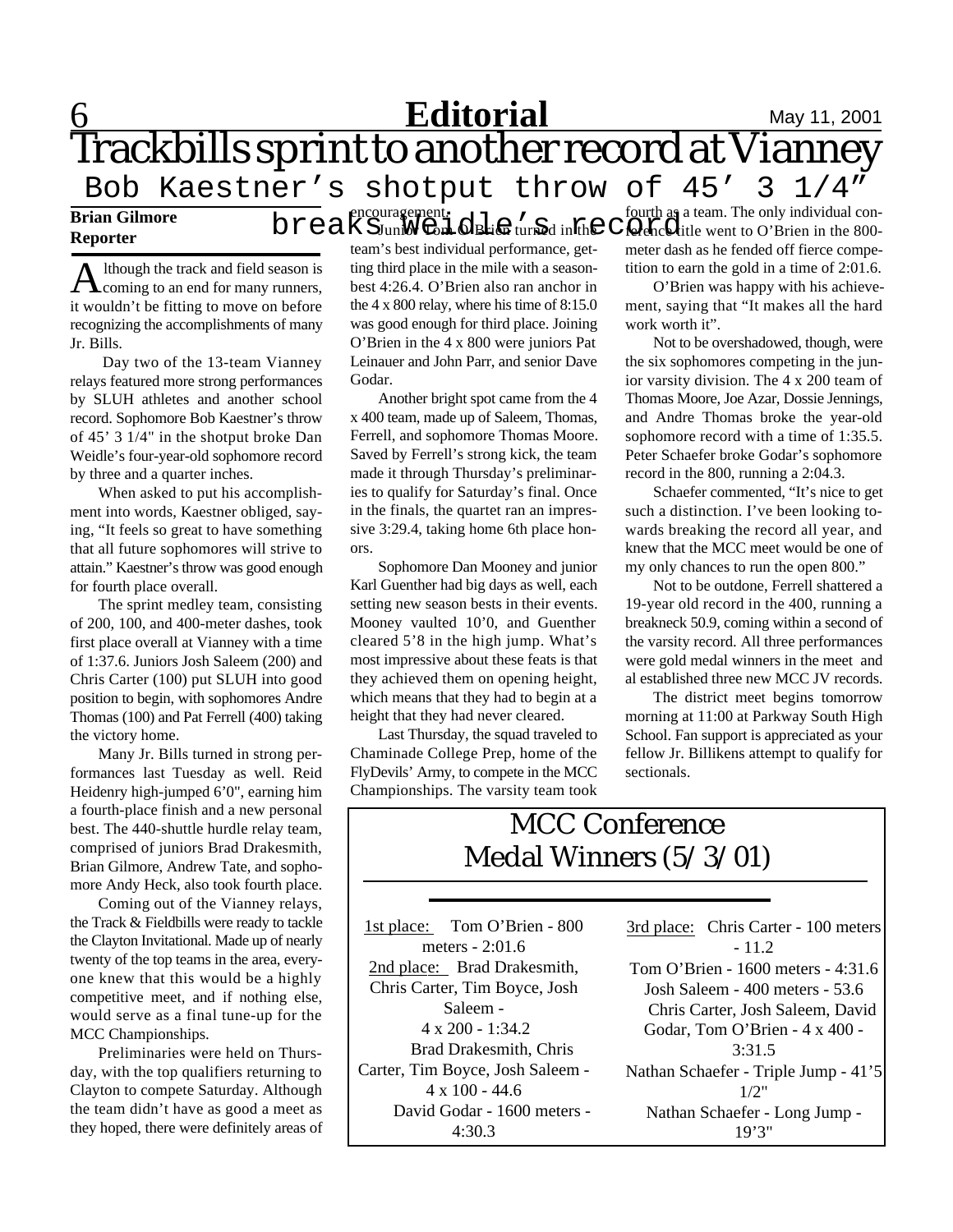# Trackbills sprint to another record at Vianney

## Bob Kaestner's shotput throw of 45' 3 1/4" breaks Weidle's record

**Brian Gilmore**
**Reporter**

Although the track and field season is coming to an end for many runners, it wouldn't be fitting to move on before recognizing the accomplishments of many Jr. Bills.

Day two of the 13-team Vianney relays featured more strong performances by SLUH athletes and another school record. Sophomore Bob Kaestner's throw of 45' 3 1/4" in the shotput broke Dan Weidle's four-year-old sophomore record by three and a quarter inches.

When asked to put his accomplishment into words, Kaestner obliged, saying, "It feels so great to have something that all future sophomores will strive to attain." Kaestner's throw was good enough for fourth place overall.

The sprint medley team, consisting of 200, 100, and 400-meter dashes, took first place overall at Vianney with a time of 1:37.6. Juniors Josh Saleem (200) and Chris Carter (100) put SLUH into good position to begin, with sophomores Andre Thomas (100) and Pat Ferrell (400) taking the victory home.

Many Jr. Bills turned in strong performances last Tuesday as well. Reid Heidenry high-jumped 6'0", earning him a fourth-place finish and a new personal best. The 440-shuttle hurdle relay team, comprised of juniors Brad Drakesmith, Brian Gilmore, Andrew Tate, and sophomore Andy Heck, also took fourth place.

Coming out of the Vianney relays, the Track & Fieldbills were ready to tackle the Clayton Invitational. Made up of nearly twenty of the top teams in the area, everyone knew that this would be a highly competitive meet, and if nothing else, would serve as a final tune-up for the MCC Championships.

Preliminaries were held on Thursday, with the top qualifiers returning to Clayton to compete Saturday. Although the team didn't have as good a meet as they hoped, there were definitely areas of encouragement.

Junior Tom O'Brien turned in the team's best individual performance, getting third place in the mile with a season-best 4:26.4. O'Brien also ran anchor in the 4 x 800 relay, where his time of 8:15.0 was good enough for third place. Joining O'Brien in the 4 x 800 were juniors Pat Leinauer and John Parr, and senior Dave Godar.

Another bright spot came from the 4 x 400 team, made up of Saleem, Thomas, Ferrell, and sophomore Thomas Moore. Saved by Ferrell's strong kick, the team made it through Thursday's preliminaries to qualify for Saturday's final. Once in the finals, the quartet ran an impressive 3:29.4, taking home 6th place honors.

Sophomore Dan Mooney and junior Karl Guenther had big days as well, each setting new season bests in their events. Mooney vaulted 10'0, and Guenther cleared 5'8 in the high jump. What's most impressive about these feats is that they achieved them on opening height, which means that they had to begin at a height that they had never cleared.

Last Thursday, the squad traveled to Chaminade College Prep, home of the FlyDevils' Army, to compete in the MCC Championships. The varsity team took fourth as a team. The only individual conference title went to O'Brien in the 800-meter dash as he fended off fierce competition to earn the gold in a time of 2:01.6.

O'Brien was happy with his achievement, saying that "It makes all the hard work worth it".

Not to be overshadowed, though, were the six sophomores competing in the junior varsity division. The 4 x 200 team of Thomas Moore, Joe Azar, Dossie Jennings, and Andre Thomas broke the year-old sophomore record with a time of 1:35.5. Peter Schaefer broke Godar's sophomore record in the 800, running a 2:04.3.

Schaefer commented, "It's nice to get such a distinction. I've been looking towards breaking the record all year, and knew that the MCC meet would be one of my only chances to run the open 800."

Not to be outdone, Ferrell shattered a 19-year old record in the 400, running a breakneck 50.9, coming within a second of the varsity record. All three performances were gold medal winners in the meet and al established three new MCC JV records.

The district meet begins tomorrow morning at 11:00 at Parkway South High School. Fan support is appreciated as your fellow Jr. Billikens attempt to qualify for sectionals.

---

### MCC Conference Medal Winners (5/3/01)

1st place: Tom O'Brien - 800 meters - 2:01.6

2nd place: Brad Drakesmith, Chris Carter, Tim Boyce, Josh Saleem - 4 x 200 - 1:34.2

Brad Drakesmith, Chris Carter, Tim Boyce, Josh Saleem - 4 x 100 - 44.6

David Godar - 1600 meters - 4:30.3

3rd place: Chris Carter - 100 meters - 11.2

Tom O'Brien - 1600 meters - 4:31.6

Josh Saleem - 400 meters - 53.6

Chris Carter, Josh Saleem, David Godar, Tom O'Brien - 4 x 400 - 3:31.5

Nathan Schaefer - Triple Jump - 41'5 1/2"

Nathan Schaefer - Long Jump - 19'3"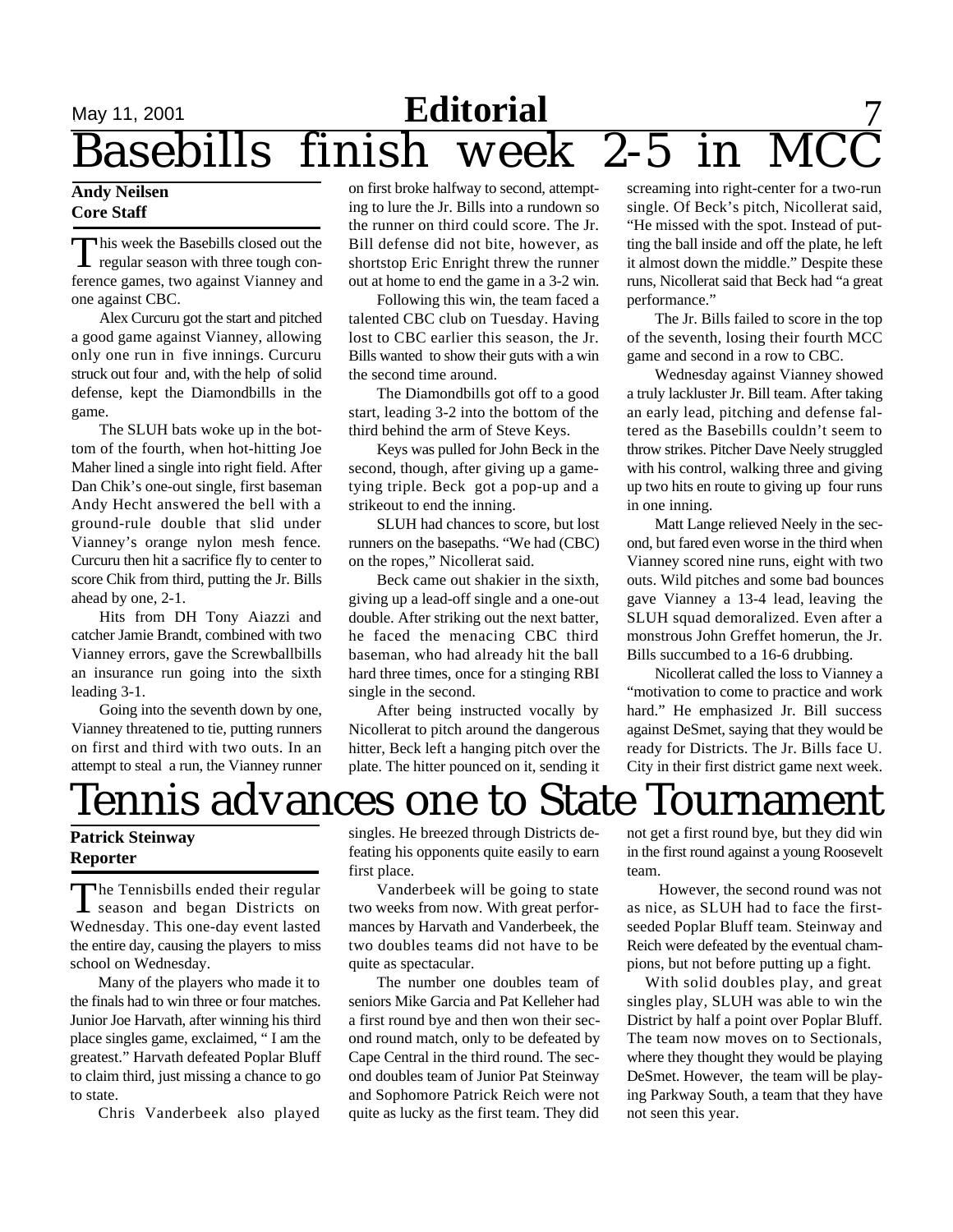# Basebills finish week 2-5 in MCC

**Andy Neilsen**
**Core Staff**

This week the Basebills closed out the regular season with three tough conference games, two against Vianney and one against CBC.

Alex Curcuru got the start and pitched a good game against Vianney, allowing only one run in five innings. Curcuru struck out four and, with the help of solid defense, kept the Diamondbills in the game.

The SLUH bats woke up in the bottom of the fourth, when hot-hitting Joe Maher lined a single into right field. After Dan Chik's one-out single, first baseman Andy Hecht answered the bell with a ground-rule double that slid under Vianney's orange nylon mesh fence. Curcuru then hit a sacrifice fly to center to score Chik from third, putting the Jr. Bills ahead by one, 2-1.

Hits from DH Tony Aiazzi and catcher Jamie Brandt, combined with two Vianney errors, gave the Screwballbills an insurance run going into the sixth leading 3-1.

Going into the seventh down by one, Vianney threatened to tie, putting runners on first and third with two outs. In an attempt to steal a run, the Vianney runner on first broke halfway to second, attempting to lure the Jr. Bills into a rundown so the runner on third could score. The Jr. Bill defense did not bite, however, as shortstop Eric Enright threw the runner out at home to end the game in a 3-2 win.

Following this win, the team faced a talented CBC club on Tuesday. Having lost to CBC earlier this season, the Jr. Bills wanted to show their guts with a win the second time around.

The Diamondbills got off to a good start, leading 3-2 into the bottom of the third behind the arm of Steve Keys.

Keys was pulled for John Beck in the second, though, after giving up a game-tying triple. Beck got a pop-up and a strikeout to end the inning.

SLUH had chances to score, but lost runners on the basepaths. "We had (CBC) on the ropes," Nicollerat said.

Beck came out shakier in the sixth, giving up a lead-off single and a one-out double. After striking out the next batter, he faced the menacing CBC third baseman, who had already hit the ball hard three times, once for a stinging RBI single in the second.

After being instructed vocally by Nicollerat to pitch around the dangerous hitter, Beck left a hanging pitch over the plate. The hitter pounced on it, sending it screaming into right-center for a two-run single. Of Beck's pitch, Nicollerat said, "He missed with the spot. Instead of putting the ball inside and off the plate, he left it almost down the middle." Despite these runs, Nicollerat said that Beck had "a great performance."

The Jr. Bills failed to score in the top of the seventh, losing their fourth MCC game and second in a row to CBC.

Wednesday against Vianney showed a truly lackluster Jr. Bill team. After taking an early lead, pitching and defense faltered as the Basebills couldn't seem to throw strikes. Pitcher Dave Neely struggled with his control, walking three and giving up two hits en route to giving up four runs in one inning.

Matt Lange relieved Neely in the second, but fared even worse in the third when Vianney scored nine runs, eight with two outs. Wild pitches and some bad bounces gave Vianney a 13-4 lead, leaving the SLUH squad demoralized. Even after a monstrous John Greffet homerun, the Jr. Bills succumbed to a 16-6 drubbing.

Nicollerat called the loss to Vianney a "motivation to come to practice and work hard." He emphasized Jr. Bill success against DeSmet, saying that they would be ready for Districts. The Jr. Bills face U. City in their first district game next week.

# Tennis advances one to State Tournament

**Patrick Steinway**
**Reporter**

The Tennisbills ended their regular season and began Districts on Wednesday. This one-day event lasted the entire day, causing the players to miss school on Wednesday.

Many of the players who made it to the finals had to win three or four matches. Junior Joe Harvath, after winning his third place singles game, exclaimed, " I am the greatest." Harvath defeated Poplar Bluff to claim third, just missing a chance to go to state.

Chris Vanderbeek also played singles. He breezed through Districts defeating his opponents quite easily to earn first place.

Vanderbeek will be going to state two weeks from now. With great performances by Harvath and Vanderbeek, the two doubles teams did not have to be quite as spectacular.

The number one doubles team of seniors Mike Garcia and Pat Kelleher had a first round bye and then won their second round match, only to be defeated by Cape Central in the third round. The second doubles team of Junior Pat Steinway and Sophomore Patrick Reich were not quite as lucky as the first team. They did not get a first round bye, but they did win in the first round against a young Roosevelt team.

However, the second round was not as nice, as SLUH had to face the first-seeded Poplar Bluff team. Steinway and Reich were defeated by the eventual champions, but not before putting up a fight.

With solid doubles play, and great singles play, SLUH was able to win the District by half a point over Poplar Bluff. The team now moves on to Sectionals, where they thought they would be playing DeSmet. However, the team will be playing Parkway South, a team that they have not seen this year.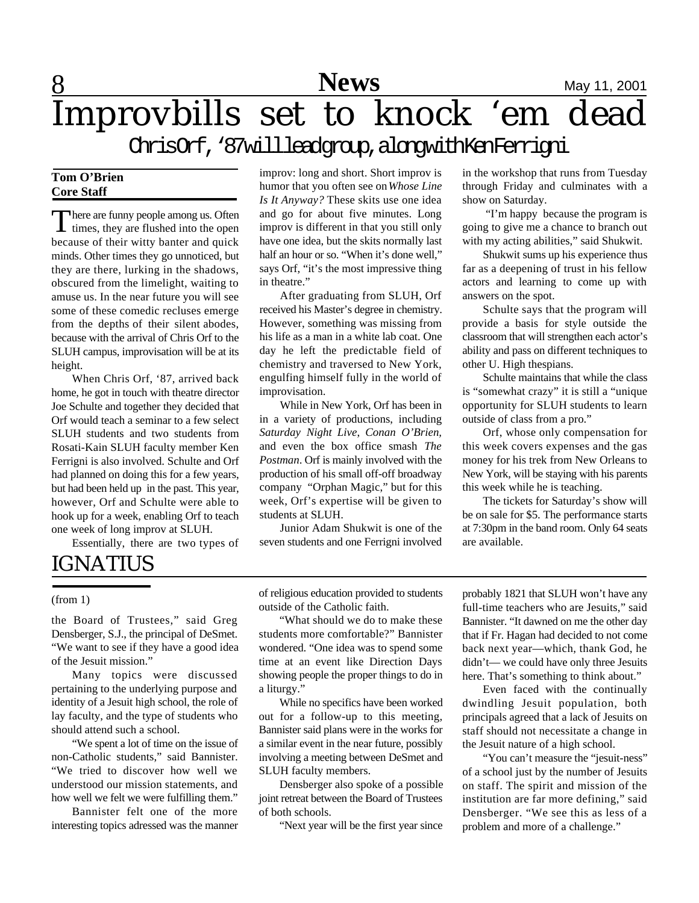# Improvbills set to knock 'em dead

## Chris Orf, '87 will lead group, along with Ken Ferrigni

**Tom O'Brien**
**Core Staff**

There are funny people among us. Often times, they are flushed into the open because of their witty banter and quick minds. Other times they go unnoticed, but they are there, lurking in the shadows, obscured from the limelight, waiting to amuse us. In the near future you will see some of these comedic recluses emerge from the depths of their silent abodes, because with the arrival of Chris Orf to the SLUH campus, improvisation will be at its height.

When Chris Orf, '87, arrived back home, he got in touch with theatre director Joe Schulte and together they decided that Orf would teach a seminar to a few select SLUH students and two students from Rosati-Kain SLUH faculty member Ken Ferrigni is also involved. Schulte and Orf had planned on doing this for a few years, but had been held up in the past. This year, however, Orf and Schulte were able to hook up for a week, enabling Orf to teach one week of long improv at SLUH.

Essentially, there are two types of improv: long and short. Short improv is humor that you often see on *Whose Line Is It Anyway?* These skits use one idea and go for about five minutes. Long improv is different in that you still only have one idea, but the skits normally last half an hour or so. "When it's done well," says Orf, "it's the most impressive thing in theatre."

After graduating from SLUH, Orf received his Master's degree in chemistry. However, something was missing from his life as a man in a white lab coat. One day he left the predictable field of chemistry and traversed to New York, engulfing himself fully in the world of improvisation.

While in New York, Orf has been in in a variety of productions, including *Saturday Night Live*, *Conan O'Brien*, and even the box office smash *The Postman*. Orf is mainly involved with the production of his small off-off broadway company "Orphan Magic," but for this week, Orf's expertise will be given to students at SLUH.

Junior Adam Shukwit is one of the seven students and one Ferrigni involved in the workshop that runs from Tuesday through Friday and culminates with a show on Saturday.

"I'm happy because the program is going to give me a chance to branch out with my acting abilities," said Shukwit.

Shukwit sums up his experience thus far as a deepening of trust in his fellow actors and learning to come up with answers on the spot.

Schulte says that the program will provide a basis for style outside the classroom that will strengthen each actor's ability and pass on different techniques to other U. High thespians.

Schulte maintains that while the class is "somewhat crazy" it is still a "unique opportunity for SLUH students to learn outside of class from a pro."

Orf, whose only compensation for this week covers expenses and the gas money for his trek from New Orleans to New York, will be staying with his parents this week while he is teaching.

The tickets for Saturday's show will be on sale for $5. The performance starts at 7:30pm in the band room. Only 64 seats are available.

# IGNATIUS

(from 1)

the Board of Trustees," said Greg Densberger, S.J., the principal of DeSmet. "We want to see if they have a good idea of the Jesuit mission."

Many topics were discussed pertaining to the underlying purpose and identity of a Jesuit high school, the role of lay faculty, and the type of students who should attend such a school.

"We spent a lot of time on the issue of non-Catholic students," said Bannister. "We tried to discover how well we understood our mission statements, and how well we felt we were fulfilling them."

Bannister felt one of the more interesting topics adressed was the manner of religious education provided to students outside of the Catholic faith.

"What should we do to make these students more comfortable?" Bannister wondered. "One idea was to spend some time at an event like Direction Days showing people the proper things to do in a liturgy."

While no specifics have been worked out for a follow-up to this meeting, Bannister said plans were in the works for a similar event in the near future, possibly involving a meeting between DeSmet and SLUH faculty members.

Densberger also spoke of a possible joint retreat between the Board of Trustees of both schools.

"Next year will be the first year since probably 1821 that SLUH won't have any full-time teachers who are Jesuits," said Bannister. "It dawned on me the other day that if Fr. Hagan had decided to not come back next year—which, thank God, he didn't— we could have only three Jesuits here. That's something to think about."

Even faced with the continually dwindling Jesuit population, both principals agreed that a lack of Jesuits on staff should not necessitate a change in the Jesuit nature of a high school.

"You can't measure the "jesuit-ness" of a school just by the number of Jesuits on staff. The spirit and mission of the institution are far more defining," said Densberger. "We see this as less of a problem and more of a challenge."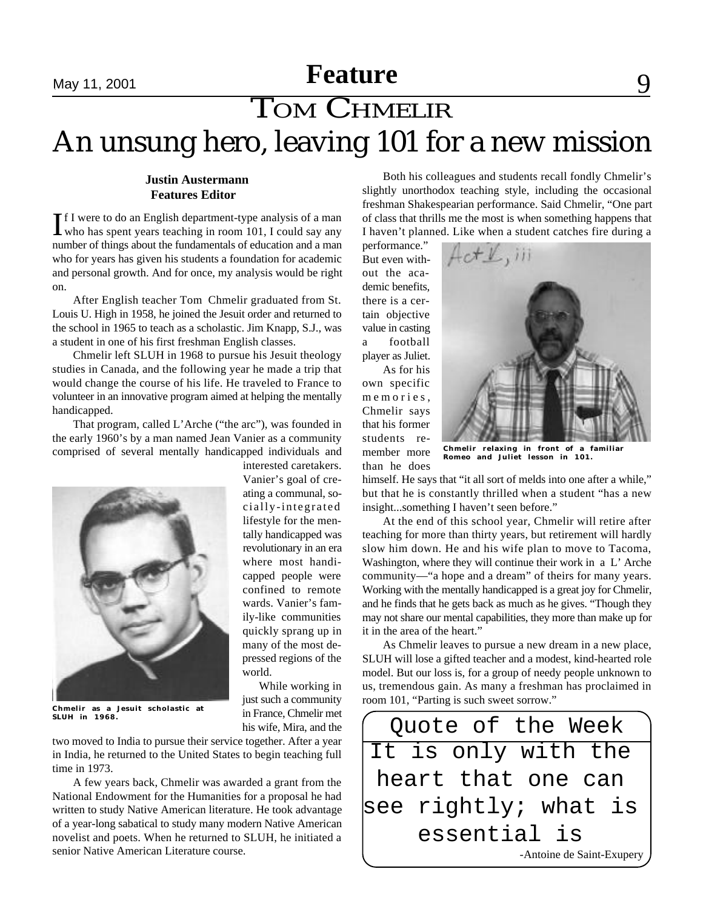# Tom Chmelir

## An unsung hero, leaving 101 for a new mission

**Justin Austermann**
**Features Editor**

If I were to do an English department-type analysis of a man who has spent years teaching in room 101, I could say any number of things about the fundamentals of education and a man who for years has given his students a foundation for academic and personal growth. And for once, my analysis would be right on.

After English teacher Tom Chmelir graduated from St. Louis U. High in 1958, he joined the Jesuit order and returned to the school in 1965 to teach as a scholastic. Jim Knapp, S.J., was a student in one of his first freshman English classes.

Chmelir left SLUH in 1968 to pursue his Jesuit theology studies in Canada, and the following year he made a trip that would change the course of his life. He traveled to France to volunteer in an innovative program aimed at helping the mentally handicapped.

That program, called L'Arche ("the arc"), was founded in the early 1960's by a man named Jean Vanier as a community comprised of several mentally handicapped individuals and interested caretakers. Vanier's goal of creating a communal, socially-integrated lifestyle for the mentally handicapped was revolutionary in an era where most handicapped people were confined to remote wards. Vanier's family-like communities quickly sprang up in many of the most depressed regions of the world.

Chmelir as a Jesuit scholastic at SLUH in 1968.

While working in just such a community in France, Chmelir met his wife, Mira, and the two moved to India to pursue their service together. After a year in India, he returned to the United States to begin teaching full time in 1973.

A few years back, Chmelir was awarded a grant from the National Endowment for the Humanities for a proposal he had written to study Native American literature. He took advantage of a year-long sabatical to study many modern Native American novelist and poets. When he returned to SLUH, he initiated a senior Native American Literature course.

Both his colleagues and students recall fondly Chmelir's slightly unorthodox teaching style, including the occasional freshman Shakespearian performance. Said Chmelir, "One part of class that thrills me the most is when something happens that I haven't planned. Like when a student catches fire during a performance." But even without the academic benefits, there is a certain objective value in casting a football player as Juliet.

Chmelir relaxing in front of a familiar Romeo and Juliet lesson in 101.

As for his own specific memories, Chmelir says that his former students remember more than he does himself. He says that "it all sort of melds into one after a while," but that he is constantly thrilled when a student "has a new insight...something I haven't seen before."

At the end of this school year, Chmelir will retire after teaching for more than thirty years, but retirement will hardly slow him down. He and his wife plan to move to Tacoma, Washington, where they will continue their work in a L' Arche community—"a hope and a dream" of theirs for many years. Working with the mentally handicapped is a great joy for Chmelir, and he finds that he gets back as much as he gives. "Though they may not share our mental capabilities, they more than make up for it in the area of the heart."

As Chmelir leaves to pursue a new dream in a new place, SLUH will lose a gifted teacher and a modest, kind-hearted role model. But our loss is, for a group of needy people unknown to us, tremendous gain. As many a freshman has proclaimed in room 101, "Parting is such sweet sorrow."

### Quote of the Week

It is only with the heart that one can see rightly; what is essential is

-Antoine de Saint-Exupery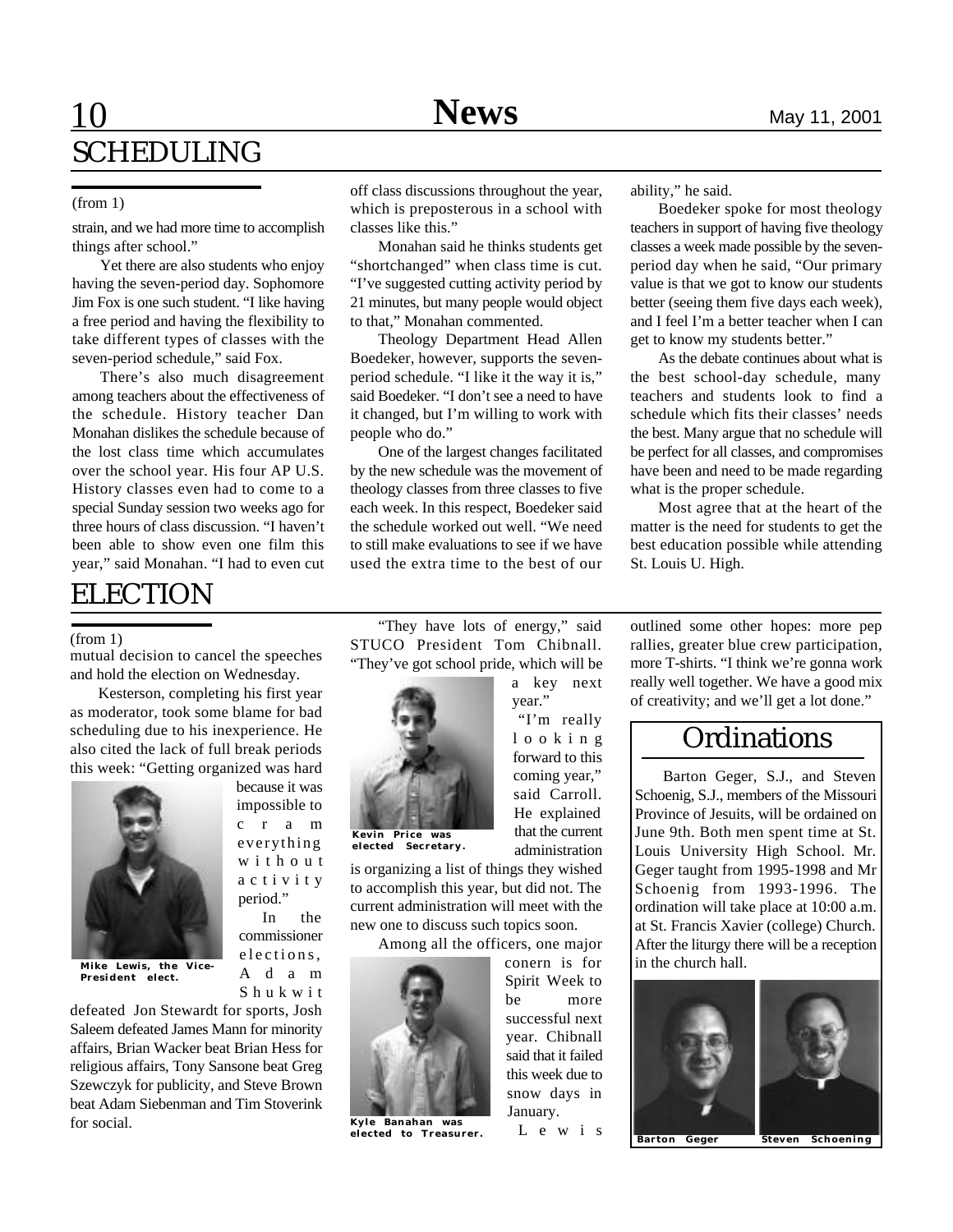# SCHEDULING

(from 1)

strain, and we had more time to accomplish things after school."

Yet there are also students who enjoy having the seven-period day. Sophomore Jim Fox is one such student. "I like having a free period and having the flexibility to take different types of classes with the seven-period schedule," said Fox.

There's also much disagreement among teachers about the effectiveness of the schedule. History teacher Dan Monahan dislikes the schedule because of the lost class time which accumulates over the school year. His four AP U.S. History classes even had to come to a special Sunday session two weeks ago for three hours of class discussion. "I haven't been able to show even one film this year," said Monahan. "I had to even cut off class discussions throughout the year, which is preposterous in a school with classes like this."

Monahan said he thinks students get "shortchanged" when class time is cut. "I've suggested cutting activity period by 21 minutes, but many people would object to that," Monahan commented.

Theology Department Head Allen Boedeker, however, supports the seven-period schedule. "I like it the way it is," said Boedeker. "I don't see a need to have it changed, but I'm willing to work with people who do."

One of the largest changes facilitated by the new schedule was the movement of theology classes from three classes to five each week. In this respect, Boedeker said the schedule worked out well. "We need to still make evaluations to see if we have used the extra time to the best of our ability," he said.

Boedeker spoke for most theology teachers in support of having five theology classes a week made possible by the seven-period day when he said, "Our primary value is that we got to know our students better (seeing them five days each week), and I feel I'm a better teacher when I can get to know my students better."

As the debate continues about what is the best school-day schedule, many teachers and students look to find a schedule which fits their classes' needs the best. Many argue that no schedule will be perfect for all classes, and compromises have been and need to be made regarding what is the proper schedule.

Most agree that at the heart of the matter is the need for students to get the best education possible while attending St. Louis U. High.

# ELECTION

(from 1)

mutual decision to cancel the speeches and hold the election on Wednesday.

Kesterson, completing his first year as moderator, took some blame for bad scheduling due to his inexperience. He also cited the lack of full break periods this week: "Getting organized was hard because it was impossible to cram everything without activity period."

Mike Lewis, the Vice-President elect.

In the commissioner elections, Adam Shukwit defeated Jon Stewardt for sports, Josh Saleem defeated James Mann for minority affairs, Brian Wacker beat Brian Hess for religious affairs, Tony Sansone beat Greg Szewczyk for publicity, and Steve Brown beat Adam Siebenman and Tim Stoverink for social.

"They have lots of energy," said STUCO President Tom Chibnall. "They've got school pride, which will be a key next year."

Kevin Price was elected Secretary.

"I'm really looking forward to this coming year," said Carroll. He explained that the current administration is organizing a list of things they wished to accomplish this year, but did not. The current administration will meet with the new one to discuss such topics soon.

Among all the officers, one major conern is for Spirit Week to be more successful next year. Chibnall said that it failed this week due to snow days in January.

Kyle Banahan was elected to Treasurer.

Lewis outlined some other hopes: more pep rallies, greater blue crew participation, more T-shirts. "I think we're gonna work really well together. We have a good mix of creativity; and we'll get a lot done."

## Ordinations

Barton Geger, S.J., and Steven Schoenig, S.J., members of the Missouri Province of Jesuits, will be ordained on June 9th. Both men spent time at St. Louis University High School. Mr. Geger taught from 1995-1998 and Mr Schoenig from 1993-1996. The ordination will take place at 10:00 a.m. at St. Francis Xavier (college) Church. After the liturgy there will be a reception in the church hall.

Barton Geger | Steven Schoening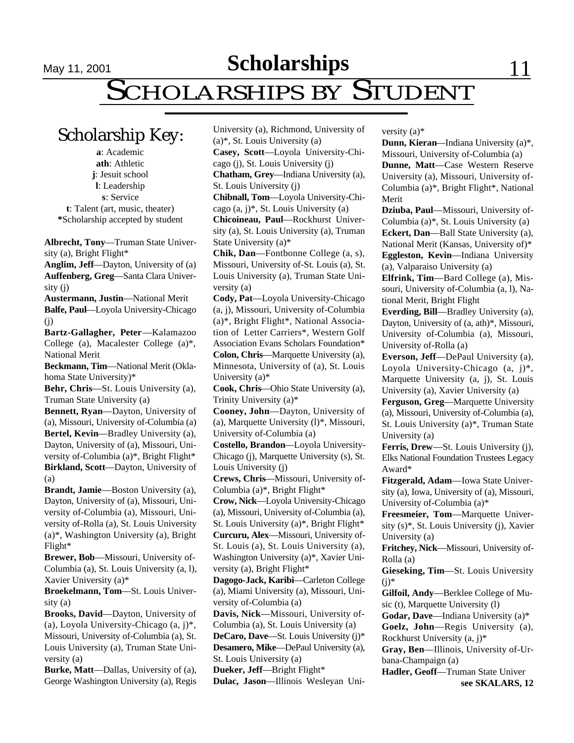# Scholarships by Student

## Scholarship Key:

**a**: Academic
**ath**: Athletic
**j**: Jesuit school
**l**: Leadership
**s**: Service
**t**: Talent (art, music, theater)
*****Scholarship accepted by student

**Albrecht, Tony**—Truman State University (a), Bright Flight*
**Anglim, Jeff**—Dayton, University of (a)
**Auffenberg, Greg**—Santa Clara University (j)
**Austermann, Justin**—National Merit
**Balfe, Paul**—Loyola University-Chicago (j)
**Bartz-Gallagher, Peter**—Kalamazoo College (a), Macalester College (a)*, National Merit
**Beckmann, Tim**—National Merit (Oklahoma State University)*
**Behr, Chris**—St. Louis University (a), Truman State University (a)
**Bennett, Ryan**—Dayton, University of (a), Missouri, University of-Columbia (a)
**Bertel, Kevin**—Bradley University (a), Dayton, University of (a), Missouri, University of-Columbia (a)*, Bright Flight*
**Birkland, Scott**—Dayton, University of (a)
**Brandt, Jamie**—Boston University (a), Dayton, University of (a), Missouri, University of-Columbia (a), Missouri, University of-Rolla (a), St. Louis University (a)*, Washington University (a), Bright Flight*
**Brewer, Bob**—Missouri, University of-Columbia (a), St. Louis University (a, l), Xavier University (a)*
**Broekelmann, Tom**—St. Louis University (a)
**Brooks, David**—Dayton, University of (a), Loyola University-Chicago (a, j)*, Missouri, University of-Columbia (a), St. Louis University (a), Truman State University (a)
**Burke, Matt**—Dallas, University of (a), George Washington University (a), Regis University (a), Richmond, University of (a)*, St. Louis University (a)
**Casey, Scott**—Loyola University-Chicago (j), St. Louis University (j)
**Chatham, Grey**—Indiana University (a), St. Louis University (j)
**Chibnall, Tom**—Loyola University-Chicago (a, j)*, St. Louis University (a)
**Chicoineau, Paul**—Rockhurst University (a), St. Louis University (a), Truman State University (a)*
**Chik, Dan**—Fontbonne College (a, s), Missouri, University of-St. Louis (a), St. Louis University (a), Truman State University (a)
**Cody, Pat**—Loyola University-Chicago (a, j), Missouri, University of-Columbia (a)*, Bright Flight*, National Association of Letter Carriers*, Western Golf Association Evans Scholars Foundation*
**Colon, Chris**—Marquette University (a), Minnesota, University of (a), St. Louis University (a)*
**Cook, Chris**—Ohio State University (a), Trinity University (a)*
**Cooney, John**—Dayton, University of (a), Marquette University (l)*, Missouri, University of-Columbia (a)
**Costello, Brandon**—Loyola University-Chicago (j), Marquette University (s), St. Louis University (j)
**Crews, Chris**—Missouri, University of-Columbia (a)*, Bright Flight*
**Crow, Nick**—Loyola University-Chicago (a), Missouri, University of-Columbia (a), St. Louis University (a)*, Bright Flight*
**Curcuru, Alex**—Missouri, University of-St. Louis (a), St. Louis University (a), Washington University (a)*, Xavier University (a), Bright Flight*
**Dagogo-Jack, Karibi**—Carleton College (a), Miami University (a), Missouri, University of-Columbia (a)
**Davis, Nick**—Missouri, University of-Columbia (a), St. Louis University (a)
**DeCaro, Dave**—St. Louis University (j)*
**Desamero, Mike**—DePaul University (a), St. Louis University (a)
**Dueker, Jeff**—Bright Flight*
**Dulac, Jason**—Illinois Wesleyan University (a)*
**Dunn, Kieran**—Indiana University (a)*, Missouri, University of-Columbia (a)
**Dunne, Matt**—Case Western Reserve University (a), Missouri, University of-Columbia (a)*, Bright Flight*, National Merit
**Dziuba, Paul**—Missouri, University of-Columbia (a)*, St. Louis University (a)
**Eckert, Dan**—Ball State University (a), National Merit (Kansas, University of)*
**Eggleston, Kevin**—Indiana University (a), Valparaiso University (a)
**Elfrink, Tim**—Bard College (a), Missouri, University of-Columbia (a, l), National Merit, Bright Flight
**Everding, Bill**—Bradley University (a), Dayton, University of (a, ath)*, Missouri, University of-Columbia (a), Missouri, University of-Rolla (a)
**Everson, Jeff**—DePaul University (a), Loyola University-Chicago (a, j)*, Marquette University (a, j), St. Louis University (a), Xavier University (a)
**Ferguson, Greg**—Marquette University (a), Missouri, University of-Columbia (a), St. Louis University (a)*, Truman State University (a)
**Ferris, Drew**—St. Louis University (j), Elks National Foundation Trustees Legacy Award*
**Fitzgerald, Adam**—Iowa State University (a), Iowa, University of (a), Missouri, University of-Columbia (a)*
**Freesmeier, Tom**—Marquette University (s)*, St. Louis University (j), Xavier University (a)
**Fritchey, Nick**—Missouri, University of-Rolla (a)
**Gieseking, Tim**—St. Louis University (j)*
**Gilfoil, Andy**—Berklee College of Music (t), Marquette University (l)
**Godar, Dave**—Indiana University (a)*
**Goelz, John**—Regis University (a), Rockhurst University (a, j)*
**Gray, Ben**—Illinois, University of-Urbana-Champaign (a)
**Hadler, Geoff**—Truman State Univer

**see SKALARS, 12**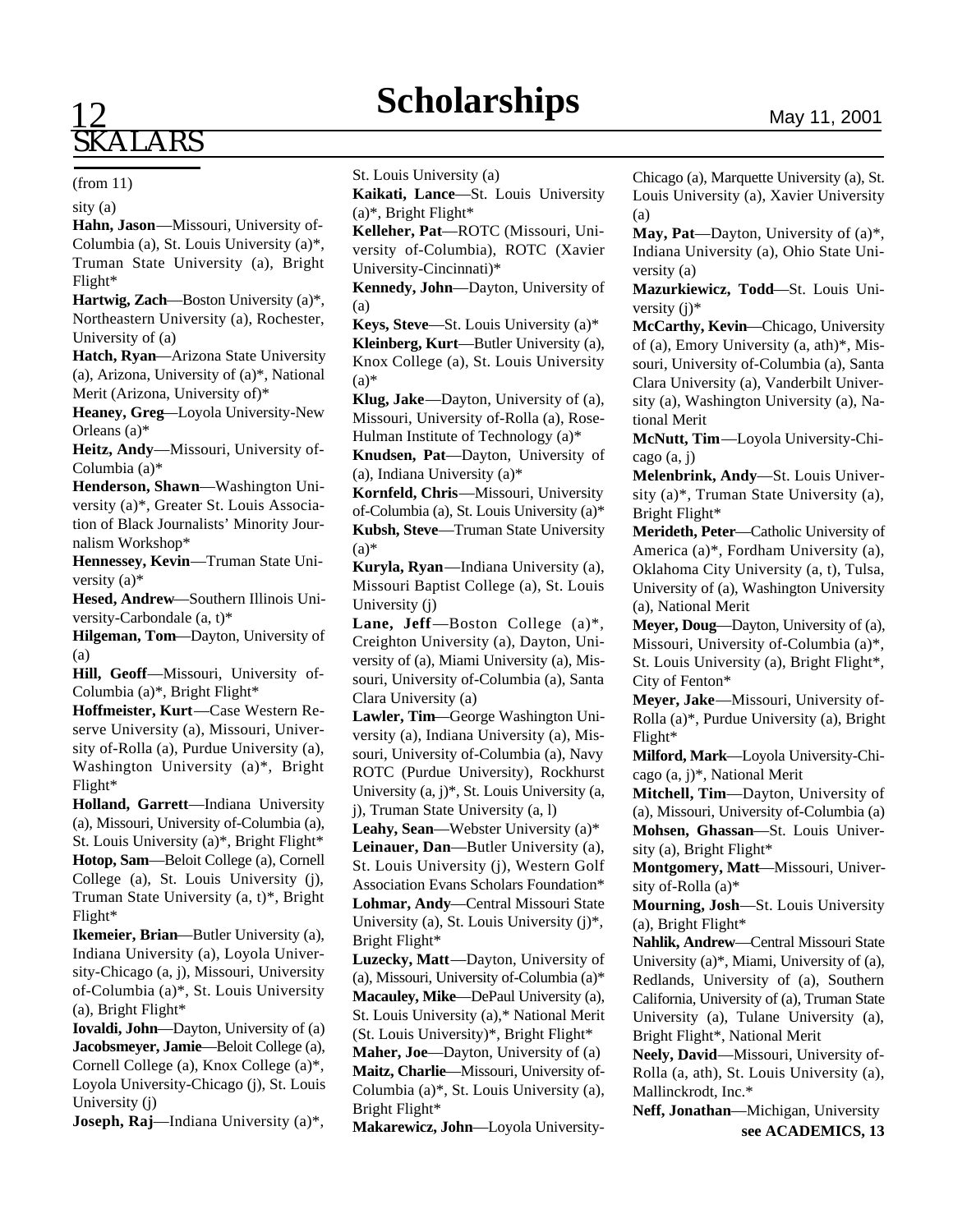# Scholarships

(from 11)

sity (a)

**Hahn, Jason**—Missouri, University of-Columbia (a), St. Louis University (a)*, Truman State University (a), Bright Flight*

**Hartwig, Zach**—Boston University (a)*, Northeastern University (a), Rochester, University of (a)

**Hatch, Ryan**—Arizona State University (a), Arizona, University of (a)*, National Merit (Arizona, University of)*

**Heaney, Greg**—Loyola University-New Orleans (a)*

**Heitz, Andy**—Missouri, University of-Columbia (a)*

**Henderson, Shawn**—Washington University (a)*, Greater St. Louis Association of Black Journalists' Minority Journalism Workshop*

**Hennessey, Kevin**—Truman State University (a)*

**Hesed, Andrew**—Southern Illinois University-Carbondale (a, t)*

**Hilgeman, Tom**—Dayton, University of (a)

**Hill, Geoff**—Missouri, University of-Columbia (a)*, Bright Flight*

**Hoffmeister, Kurt**—Case Western Reserve University (a), Missouri, University of-Rolla (a), Purdue University (a), Washington University (a)*, Bright Flight*

**Holland, Garrett**—Indiana University (a), Missouri, University of-Columbia (a), St. Louis University (a)*, Bright Flight*

**Hotop, Sam**—Beloit College (a), Cornell College (a), St. Louis University (j), Truman State University (a, t)*, Bright Flight*

**Ikemeier, Brian**—Butler University (a), Indiana University (a), Loyola University-Chicago (a, j), Missouri, University of-Columbia (a)*, St. Louis University (a), Bright Flight*

**Iovaldi, John**—Dayton, University of (a)

**Jacobsmeyer, Jamie**—Beloit College (a), Cornell College (a), Knox College (a)*, Loyola University-Chicago (j), St. Louis University (j)

**Joseph, Raj**—Indiana University (a)*, St. Louis University (a)

**Kaikati, Lance**—St. Louis University (a)*, Bright Flight*

**Kelleher, Pat**—ROTC (Missouri, University of-Columbia), ROTC (Xavier University-Cincinnati)*

**Kennedy, John**—Dayton, University of (a)

**Keys, Steve**—St. Louis University (a)*

**Kleinberg, Kurt**—Butler University (a), Knox College (a), St. Louis University (a)*

**Klug, Jake**—Dayton, University of (a), Missouri, University of-Rolla (a), Rose-Hulman Institute of Technology (a)*

**Knudsen, Pat**—Dayton, University of (a), Indiana University (a)*

**Kornfeld, Chris**—Missouri, University of-Columbia (a), St. Louis University (a)*

**Kubsh, Steve**—Truman State University (a)*

**Kuryla, Ryan**—Indiana University (a), Missouri Baptist College (a), St. Louis University (j)

**Lane, Jeff**—Boston College (a)*, Creighton University (a), Dayton, University of (a), Miami University (a), Missouri, University of-Columbia (a), Santa Clara University (a)

**Lawler, Tim**—George Washington University (a), Indiana University (a), Missouri, University of-Columbia (a), Navy ROTC (Purdue University), Rockhurst University (a, j)*, St. Louis University (a, j), Truman State University (a, l)

**Leahy, Sean**—Webster University (a)*

**Leinauer, Dan**—Butler University (a), St. Louis University (j), Western Golf Association Evans Scholars Foundation*

**Lohmar, Andy**—Central Missouri State University (a), St. Louis University (j)*, Bright Flight*

**Luzecky, Matt**—Dayton, University of (a), Missouri, University of-Columbia (a)*

**Macauley, Mike**—DePaul University (a), St. Louis University (a),* National Merit (St. Louis University)*, Bright Flight*

**Maher, Joe**—Dayton, University of (a)

**Maitz, Charlie**—Missouri, University of-Columbia (a)*, St. Louis University (a), Bright Flight*

**Makarewicz, John**—Loyola University-Chicago (a), Marquette University (a), St. Louis University (a), Xavier University (a)

**May, Pat**—Dayton, University of (a)*, Indiana University (a), Ohio State University (a)

**Mazurkiewicz, Todd**—St. Louis University (j)*

**McCarthy, Kevin**—Chicago, University of (a), Emory University (a, ath)*, Missouri, University of-Columbia (a), Santa Clara University (a), Vanderbilt University (a), Washington University (a), National Merit

**McNutt, Tim**—Loyola University-Chicago (a, j)

**Melenbrink, Andy**—St. Louis University (a)*, Truman State University (a), Bright Flight*

**Merideth, Peter**—Catholic University of America (a)*, Fordham University (a), Oklahoma City University (a, t), Tulsa, University of (a), Washington University (a), National Merit

**Meyer, Doug**—Dayton, University of (a), Missouri, University of-Columbia (a)*, St. Louis University (a), Bright Flight*, City of Fenton*

**Meyer, Jake**—Missouri, University of-Rolla (a)*, Purdue University (a), Bright Flight*

**Milford, Mark**—Loyola University-Chicago (a, j)*, National Merit

**Mitchell, Tim**—Dayton, University of (a), Missouri, University of-Columbia (a)

**Mohsen, Ghassan**—St. Louis University (a), Bright Flight*

**Montgomery, Matt**—Missouri, University of-Rolla (a)*

**Mourning, Josh**—St. Louis University (a), Bright Flight*

**Nahlik, Andrew**—Central Missouri State University (a)*, Miami, University of (a), Redlands, University of (a), Southern California, University of (a), Truman State University (a), Tulane University (a), Bright Flight*, National Merit

**Neely, David**—Missouri, University of-Rolla (a, ath), St. Louis University (a), Mallinckrodt, Inc.*

**Neff, Jonathan**—Michigan, University

**see ACADEMICS, 13**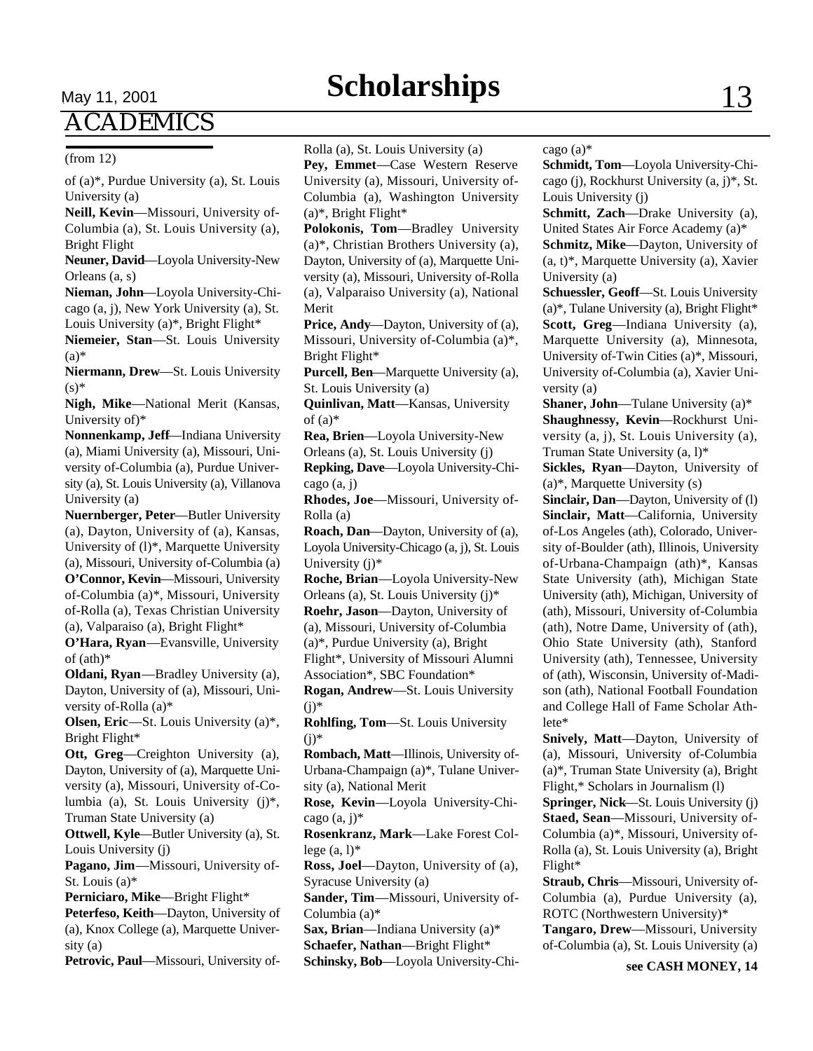# Scholarships

## ACADEMICS

(from 12)

of (a)*, Purdue University (a), St. Louis University (a)

**Neill, Kevin**—Missouri, University of-Columbia (a), St. Louis University (a), Bright Flight

**Neuner, David**—Loyola University-New Orleans (a, s)

**Nieman, John**—Loyola University-Chicago (a, j), New York University (a), St. Louis University (a)*, Bright Flight*

**Niemeier, Stan**—St. Louis University (a)*

**Niermann, Drew**—St. Louis University (s)*

**Nigh, Mike**—National Merit (Kansas, University of)*

**Nonnenkamp, Jeff**—Indiana University (a), Miami University (a), Missouri, University of-Columbia (a), Purdue University (a), St. Louis University (a), Villanova University (a)

**Nuernberger, Peter**—Butler University (a), Dayton, University of (a), Kansas, University of (l)*, Marquette University (a), Missouri, University of-Columbia (a)

**O'Connor, Kevin**—Missouri, University of-Columbia (a)*, Missouri, University of-Rolla (a), Texas Christian University (a), Valparaiso (a), Bright Flight*

**O'Hara, Ryan**—Evansville, University of (ath)*

**Oldani, Ryan**—Bradley University (a), Dayton, University of (a), Missouri, University of-Rolla (a)*

**Olsen, Eric**—St. Louis University (a)*, Bright Flight*

**Ott, Greg**—Creighton University (a), Dayton, University of (a), Marquette University (a), Missouri, University of-Columbia (a), St. Louis University (j)*, Truman State University (a)

**Ottwell, Kyle**—Butler University (a), St. Louis University (j)

**Pagano, Jim**—Missouri, University of-St. Louis (a)*

**Perniciaro, Mike**—Bright Flight*

**Peterfeso, Keith**—Dayton, University of (a), Knox College (a), Marquette University (a)

**Petrovic, Paul**—Missouri, University of-Rolla (a), St. Louis University (a)

**Pey, Emmet**—Case Western Reserve University (a), Missouri, University of-Columbia (a), Washington University (a)*, Bright Flight*

**Polokonis, Tom**—Bradley University (a)*, Christian Brothers University (a), Dayton, University of (a), Marquette University (a), Missouri, University of-Rolla (a), Valparaiso University (a), National Merit

**Price, Andy**—Dayton, University of (a), Missouri, University of-Columbia (a)*, Bright Flight*

**Purcell, Ben**—Marquette University (a), St. Louis University (a)

**Quinlivan, Matt**—Kansas, University of (a)*

**Rea, Brien**—Loyola University-New Orleans (a), St. Louis University (j)

**Repking, Dave**—Loyola University-Chicago (a, j)

**Rhodes, Joe**—Missouri, University of-Rolla (a)

**Roach, Dan**—Dayton, University of (a), Loyola University-Chicago (a, j), St. Louis University (j)*

**Roche, Brian**—Loyola University-New Orleans (a), St. Louis University (j)*

**Roehr, Jason**—Dayton, University of (a), Missouri, University of-Columbia (a)*, Purdue University (a), Bright Flight*, University of Missouri Alumni Association*, SBC Foundation*

**Rogan, Andrew**—St. Louis University (j)*

**Rohlfing, Tom**—St. Louis University (j)*

**Rombach, Matt**—Illinois, University of-Urbana-Champaign (a)*, Tulane University (a), National Merit

**Rose, Kevin**—Loyola University-Chicago (a, j)*

**Rosenkranz, Mark**—Lake Forest College (a, l)*

**Ross, Joel**—Dayton, University of (a), Syracuse University (a)

**Sander, Tim**—Missouri, University of-Columbia (a)*

**Sax, Brian**—Indiana University (a)*

**Schaefer, Nathan**—Bright Flight*

**Schinsky, Bob**—Loyola University-Chicago (a)*

**Schmidt, Tom**—Loyola University-Chicago (j), Rockhurst University (a, j)*, St. Louis University (j)

**Schmitt, Zach**—Drake University (a), United States Air Force Academy (a)*

**Schmitz, Mike**—Dayton, University of (a, t)*, Marquette University (a), Xavier University (a)

**Schuessler, Geoff**—St. Louis University (a)*, Tulane University (a), Bright Flight*

**Scott, Greg**—Indiana University (a), Marquette University (a), Minnesota, University of-Twin Cities (a)*, Missouri, University of-Columbia (a), Xavier University (a)

**Shaner, John**—Tulane University (a)*

**Shaughnessy, Kevin**—Rockhurst University (a, j), St. Louis University (a), Truman State University (a, l)*

**Sickles, Ryan**—Dayton, University of (a)*, Marquette University (s)

**Sinclair, Dan**—Dayton, University of (l)

**Sinclair, Matt**—California, University of-Los Angeles (ath), Colorado, University of-Boulder (ath), Illinois, University of-Urbana-Champaign (ath)*, Kansas State University (ath), Michigan State University (ath), Michigan, University of (ath), Missouri, University of-Columbia (ath), Notre Dame, University of (ath), Ohio State University (ath), Stanford University (ath), Tennessee, University of (ath), Wisconsin, University of-Madison (ath), National Football Foundation and College Hall of Fame Scholar Athlete*

**Snively, Matt**—Dayton, University of (a), Missouri, University of-Columbia (a)*, Truman State University (a), Bright Flight,* Scholars in Journalism (l)

**Springer, Nick**—St. Louis University (j)

**Staed, Sean**—Missouri, University of-Columbia (a)*, Missouri, University of-Rolla (a), St. Louis University (a), Bright Flight*

**Straub, Chris**—Missouri, University of-Columbia (a), Purdue University (a), ROTC (Northwestern University)*

**Tangaro, Drew**—Missouri, University of-Columbia (a), St. Louis University (a)

**see CASH MONEY, 14**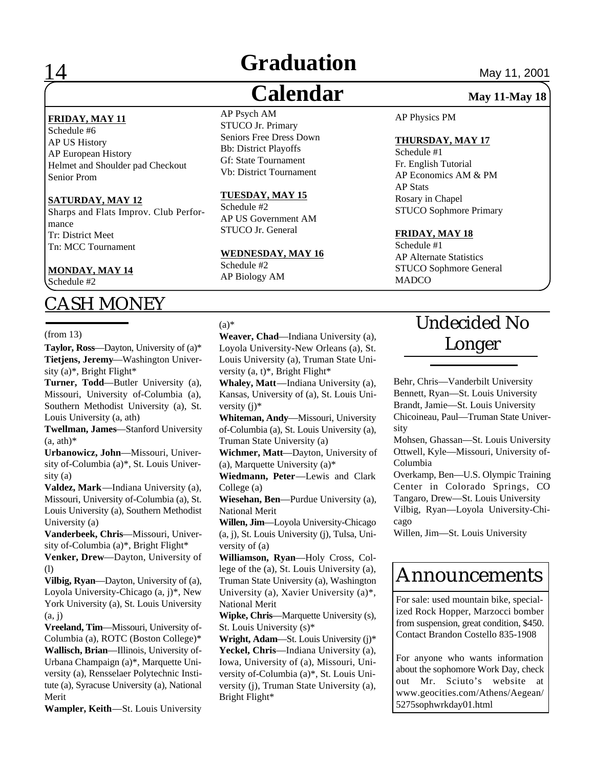# Graduation Calendar

May 11-May 18

**FRIDAY, MAY 11**
Schedule #6
AP US History
AP European History
Helmet and Shoulder pad Checkout
Senior Prom

**SATURDAY, MAY 12**
Sharps and Flats Improv. Club Performance
Tr: District Meet
Tn: MCC Tournament

**MONDAY, MAY 14**
Schedule #2
AP Psych AM
STUCO Jr. Primary
Seniors Free Dress Down
Bb: District Playoffs
Gf: State Tournament
Vb: District Tournament

**TUESDAY, MAY 15**
Schedule #2
AP US Government AM
STUCO Jr. General

**WEDNESDAY, MAY 16**
Schedule #2
AP Biology AM
AP Physics PM

**THURSDAY, MAY 17**
Schedule #1
Fr. English Tutorial
AP Economics AM & PM
AP Stats
Rosary in Chapel
STUCO Sophmore Primary

**FRIDAY, MAY 18**
Schedule #1
AP Alternate Statistics
STUCO Sophmore General
MADCO

# CASH MONEY

(from 13)

**Taylor, Ross**—Dayton, University of (a)*
**Tietjens, Jeremy**—Washington University (a)*, Bright Flight*
**Turner, Todd**—Butler University (a), Missouri, University of-Columbia (a), Southern Methodist University (a), St. Louis University (a, ath)
**Twellman, James**—Stanford University (a, ath)*
**Urbanowicz, John**—Missouri, University of-Columbia (a)*, St. Louis University (a)
**Valdez, Mark**—Indiana University (a), Missouri, University of-Columbia (a), St. Louis University (a), Southern Methodist University (a)
**Vanderbeek, Chris**—Missouri, University of-Columbia (a)*, Bright Flight*
**Venker, Drew**—Dayton, University of (l)
**Vilbig, Ryan**—Dayton, University of (a), Loyola University-Chicago (a, j)*, New York University (a), St. Louis University (a, j)
**Vreeland, Tim**—Missouri, University of-Columbia (a), ROTC (Boston College)*
**Wallisch, Brian**—Illinois, University of-Urbana Champaign (a)*, Marquette University (a), Rensselaer Polytechnic Institute (a), Syracuse University (a), National Merit
**Wampler, Keith**—St. Louis University (a)*
**Weaver, Chad**—Indiana University (a), Loyola University-New Orleans (a), St. Louis University (a), Truman State University (a, t)*, Bright Flight*
**Whaley, Matt**—Indiana University (a), Kansas, University of (a), St. Louis University (j)*
**Whiteman, Andy**—Missouri, University of-Columbia (a), St. Louis University (a), Truman State University (a)
**Wichmer, Matt**—Dayton, University of (a), Marquette University (a)*
**Wiedmann, Peter**—Lewis and Clark College (a)
**Wiesehan, Ben**—Purdue University (a), National Merit
**Willen, Jim**—Loyola University-Chicago (a, j), St. Louis University (j), Tulsa, University of (a)
**Williamson, Ryan**—Holy Cross, College of the (a), St. Louis University (a), Truman State University (a), Washington University (a), Xavier University (a)*, National Merit
**Wipke, Chris**—Marquette University (s), St. Louis University (s)*
**Wright, Adam**—St. Louis University (j)*
**Yeckel, Chris**—Indiana University (a), Iowa, University of (a), Missouri, University of-Columbia (a)*, St. Louis University (j), Truman State University (a), Bright Flight*

# Undecided No Longer

Behr, Chris—Vanderbilt University
Bennett, Ryan—St. Louis University
Brandt, Jamie—St. Louis University
Chicoineau, Paul—Truman State University
Mohsen, Ghassan—St. Louis University
Ottwell, Kyle—Missouri, University of-Columbia
Overkamp, Ben—U.S. Olympic Training Center in Colorado Springs, CO
Tangaro, Drew—St. Louis University
Vilbig, Ryan—Loyola University-Chicago
Willen, Jim—St. Louis University

# Announcements

For sale: used mountain bike, specialized Rock Hopper, Marzocci bomber from suspension, great condition, $450. Contact Brandon Costello 835-1908

For anyone who wants information about the sophomore Work Day, check out Mr. Sciuto's website at www.geocities.com/Athens/Aegean/5275sophwrkday01.html